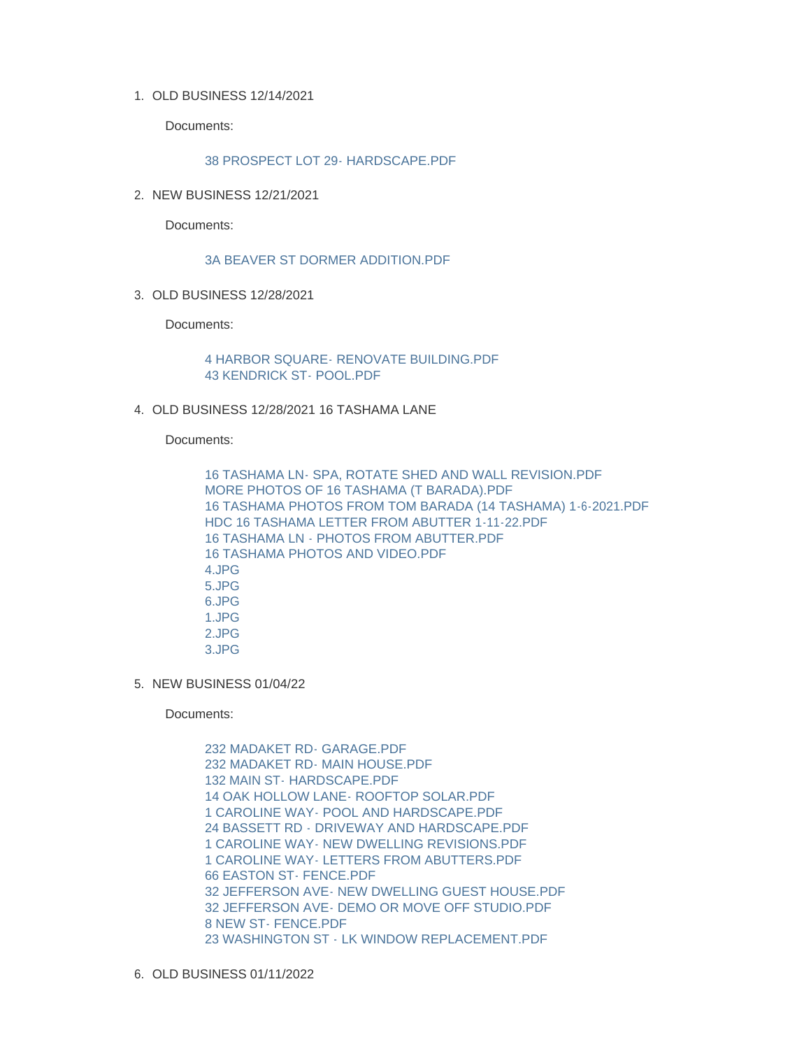1. OLD BUSINESS 12/14/2021

   Documents:

   38 PROSPECT LOT 29- HARDSCAPE.PDF

2. NEW BUSINESS 12/21/2021

   Documents:

   3A BEAVER ST DORMER ADDITION.PDF

3. OLD BUSINESS 12/28/2021

   Documents:

   4 HARBOR SQUARE- RENOVATE BUILDING.PDF
   43 KENDRICK ST- POOL.PDF

4. OLD BUSINESS 12/28/2021 16 TASHAMA LANE

   Documents:

   16 TASHAMA LN- SPA, ROTATE SHED AND WALL REVISION.PDF
   MORE PHOTOS OF 16 TASHAMA (T BARADA).PDF
   16 TASHAMA PHOTOS FROM TOM BARADA (14 TASHAMA) 1-6-2021.PDF
   HDC 16 TASHAMA LETTER FROM ABUTTER 1-11-22.PDF
   16 TASHAMA LN - PHOTOS FROM ABUTTER.PDF
   16 TASHAMA PHOTOS AND VIDEO.PDF
   4.JPG
   5.JPG
   6.JPG
   1.JPG
   2.JPG
   3.JPG

5. NEW BUSINESS 01/04/22

   Documents:

   232 MADAKET RD- GARAGE.PDF
   232 MADAKET RD- MAIN HOUSE.PDF
   132 MAIN ST- HARDSCAPE.PDF
   14 OAK HOLLOW LANE- ROOFTOP SOLAR.PDF
   1 CAROLINE WAY- POOL AND HARDSCAPE.PDF
   24 BASSETT RD - DRIVEWAY AND HARDSCAPE.PDF
   1 CAROLINE WAY- NEW DWELLING REVISIONS.PDF
   1 CAROLINE WAY- LETTERS FROM ABUTTERS.PDF
   66 EASTON ST- FENCE.PDF
   32 JEFFERSON AVE- NEW DWELLING GUEST HOUSE.PDF
   32 JEFFERSON AVE- DEMO OR MOVE OFF STUDIO.PDF
   8 NEW ST- FENCE.PDF
   23 WASHINGTON ST - LK WINDOW REPLACEMENT.PDF

6. OLD BUSINESS 01/11/2022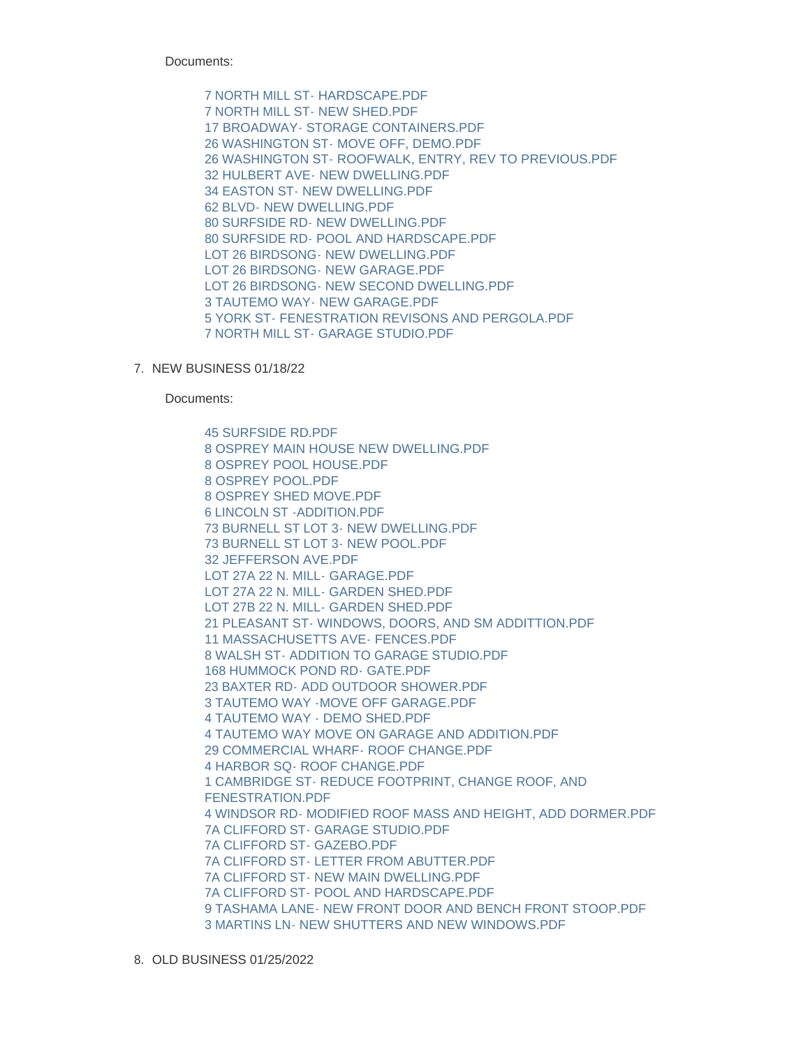Documents:

- 7 NORTH MILL ST- HARDSCAPE.PDF
- 7 NORTH MILL ST- NEW SHED.PDF
- 17 BROADWAY- STORAGE CONTAINERS.PDF
- 26 WASHINGTON ST- MOVE OFF, DEMO.PDF
- 26 WASHINGTON ST- ROOFWALK, ENTRY, REV TO PREVIOUS.PDF
- 32 HULBERT AVE- NEW DWELLING.PDF
- 34 EASTON ST- NEW DWELLING.PDF
- 62 BLVD- NEW DWELLING.PDF
- 80 SURFSIDE RD- NEW DWELLING.PDF
- 80 SURFSIDE RD- POOL AND HARDSCAPE.PDF
- LOT 26 BIRDSONG- NEW DWELLING.PDF
- LOT 26 BIRDSONG- NEW GARAGE.PDF
- LOT 26 BIRDSONG- NEW SECOND DWELLING.PDF
- 3 TAUTEMO WAY- NEW GARAGE.PDF
- 5 YORK ST- FENESTRATION REVISONS AND PERGOLA.PDF
- 7 NORTH MILL ST- GARAGE STUDIO.PDF

7. NEW BUSINESS 01/18/22

Documents:

- 45 SURFSIDE RD.PDF
- 8 OSPREY MAIN HOUSE NEW DWELLING.PDF
- 8 OSPREY POOL HOUSE.PDF
- 8 OSPREY POOL.PDF
- 8 OSPREY SHED MOVE.PDF
- 6 LINCOLN ST -ADDITION.PDF
- 73 BURNELL ST LOT 3- NEW DWELLING.PDF
- 73 BURNELL ST LOT 3- NEW POOL.PDF
- 32 JEFFERSON AVE.PDF
- LOT 27A 22 N. MILL- GARAGE.PDF
- LOT 27A 22 N. MILL- GARDEN SHED.PDF
- LOT 27B 22 N. MILL- GARDEN SHED.PDF
- 21 PLEASANT ST- WINDOWS, DOORS, AND SM ADDITTION.PDF
- 11 MASSACHUSETTS AVE- FENCES.PDF
- 8 WALSH ST- ADDITION TO GARAGE STUDIO.PDF
- 168 HUMMOCK POND RD- GATE.PDF
- 23 BAXTER RD- ADD OUTDOOR SHOWER.PDF
- 3 TAUTEMO WAY -MOVE OFF GARAGE.PDF
- 4 TAUTEMO WAY - DEMO SHED.PDF
- 4 TAUTEMO WAY MOVE ON GARAGE AND ADDITION.PDF
- 29 COMMERCIAL WHARF- ROOF CHANGE.PDF
- 4 HARBOR SQ- ROOF CHANGE.PDF
- 1 CAMBRIDGE ST- REDUCE FOOTPRINT, CHANGE ROOF, AND FENESTRATION.PDF
- 4 WINDSOR RD- MODIFIED ROOF MASS AND HEIGHT, ADD DORMER.PDF
- 7A CLIFFORD ST- GARAGE STUDIO.PDF
- 7A CLIFFORD ST- GAZEBO.PDF
- 7A CLIFFORD ST- LETTER FROM ABUTTER.PDF
- 7A CLIFFORD ST- NEW MAIN DWELLING.PDF
- 7A CLIFFORD ST- POOL AND HARDSCAPE.PDF
- 9 TASHAMA LANE- NEW FRONT DOOR AND BENCH FRONT STOOP.PDF
- 3 MARTINS LN- NEW SHUTTERS AND NEW WINDOWS.PDF

8. OLD BUSINESS 01/25/2022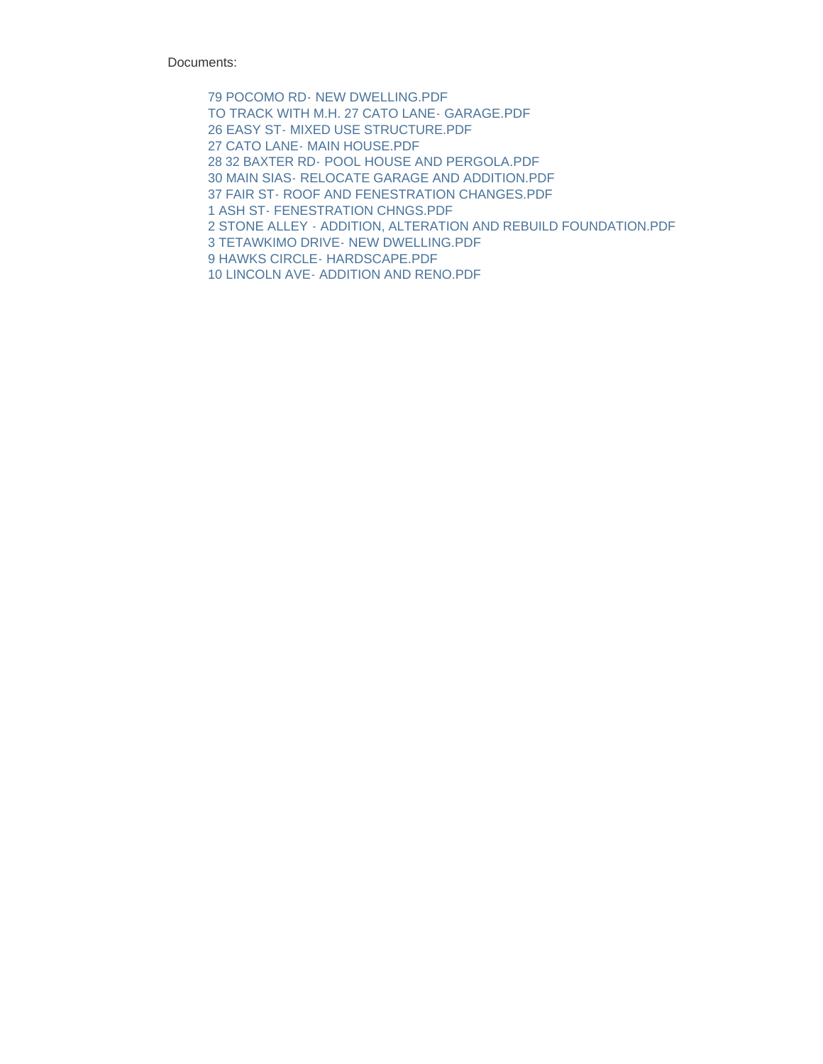Documents:

- 79 POCOMO RD- NEW DWELLING.PDF
- TO TRACK WITH M.H. 27 CATO LANE- GARAGE.PDF
- 26 EASY ST- MIXED USE STRUCTURE.PDF
- 27 CATO LANE- MAIN HOUSE.PDF
- 28 32 BAXTER RD- POOL HOUSE AND PERGOLA.PDF
- 30 MAIN SIAS- RELOCATE GARAGE AND ADDITION.PDF
- 37 FAIR ST- ROOF AND FENESTRATION CHANGES.PDF
- 1 ASH ST- FENESTRATION CHNGS.PDF
- 2 STONE ALLEY - ADDITION, ALTERATION AND REBUILD FOUNDATION.PDF
- 3 TETAWKIMO DRIVE- NEW DWELLING.PDF
- 9 HAWKS CIRCLE- HARDSCAPE.PDF
- 10 LINCOLN AVE- ADDITION AND RENO.PDF